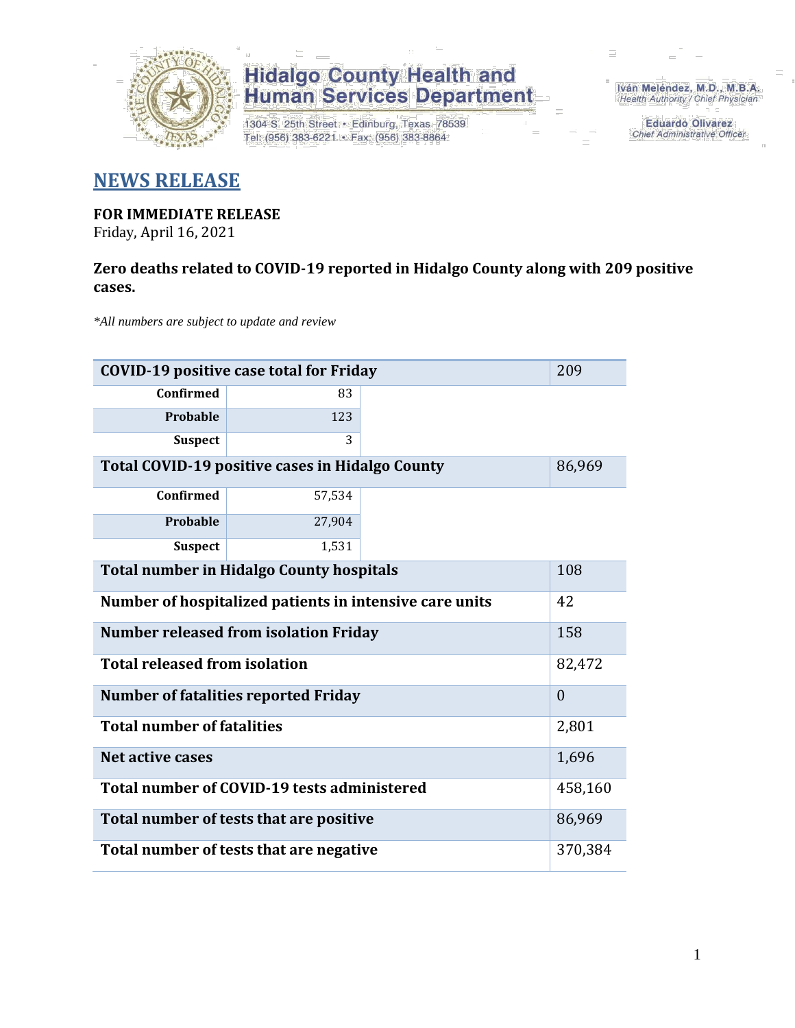# Hidalgo County Health and Human Services Department

1304 S. 25th Street • Edinburg, Texas 78539
Tel: (956) 383-6221 • Fax: (956) 383-8864

Iván Meléndez, M.D., M.B.A.
*Health Authority / Chief Physician*

Eduardo Olivarez
*Chief Administrative Officer*

## NEWS RELEASE

**FOR IMMEDIATE RELEASE**
Friday, April 16, 2021

**Zero deaths related to COVID-19 reported in Hidalgo County along with 209 positive cases.**

*\*All numbers are subject to update and review*

| COVID-19 positive case total for Friday | | 209 |
|---|---|---|
| Confirmed | 83 | |
| Probable | 123 | |
| Suspect | 3 | |
| **Total COVID-19 positive cases in Hidalgo County** | | 86,969 |
| Confirmed | 57,534 | |
| Probable | 27,904 | |
| Suspect | 1,531 | |
| **Total number in Hidalgo County hospitals** | | 108 |
| **Number of hospitalized patients in intensive care units** | | 42 |
| **Number released from isolation Friday** | | 158 |
| **Total released from isolation** | | 82,472 |
| **Number of fatalities reported Friday** | | 0 |
| **Total number of fatalities** | | 2,801 |
| **Net active cases** | | 1,696 |
| **Total number of COVID-19 tests administered** | | 458,160 |
| **Total number of tests that are positive** | | 86,969 |
| **Total number of tests that are negative** | | 370,384 |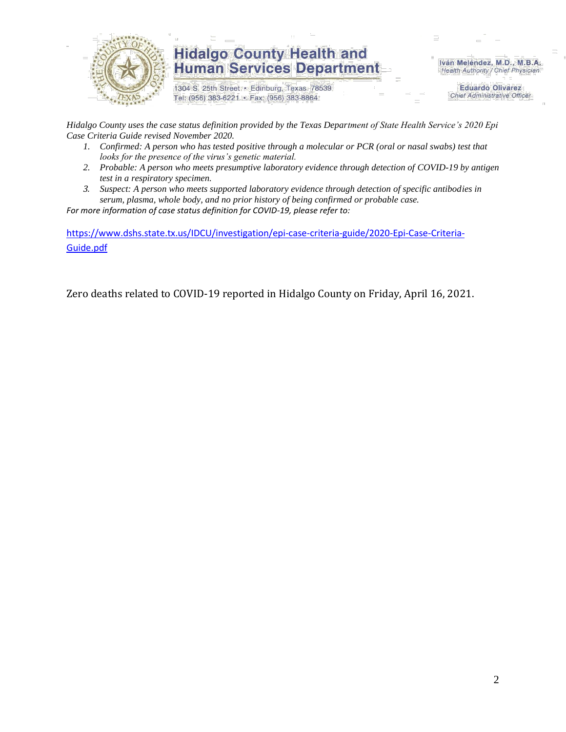*Hidalgo County uses the case status definition provided by the Texas Department of State Health Service's 2020 Epi Case Criteria Guide revised November 2020.*

1. *Confirmed: A person who has tested positive through a molecular or PCR (oral or nasal swabs) test that looks for the presence of the virus's genetic material.*
2. *Probable: A person who meets presumptive laboratory evidence through detection of COVID-19 by antigen test in a respiratory specimen.*
3. *Suspect: A person who meets supported laboratory evidence through detection of specific antibodies in serum, plasma, whole body, and no prior history of being confirmed or probable case.*

*For more information of case status definition for COVID-19, please refer to:*

https://www.dshs.state.tx.us/IDCU/investigation/epi-case-criteria-guide/2020-Epi-Case-Criteria-Guide.pdf

Zero deaths related to COVID-19 reported in Hidalgo County on Friday, April 16, 2021.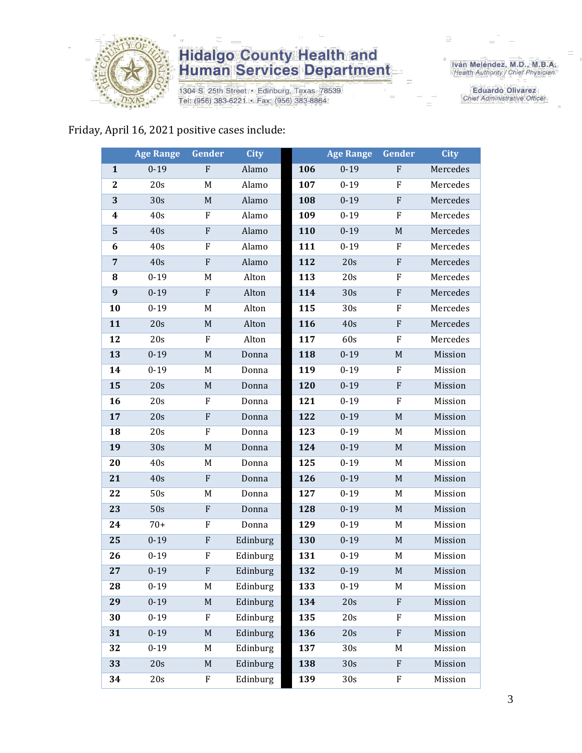Friday, April 16, 2021 positive cases include:

| | Age Range | Gender | City | | Age Range | Gender | City |
|---|---|---|---|---|---|---|---|
| **1** | 0-19 | F | Alamo | **106** | 0-19 | F | Mercedes |
| **2** | 20s | M | Alamo | **107** | 0-19 | F | Mercedes |
| **3** | 30s | M | Alamo | **108** | 0-19 | F | Mercedes |
| **4** | 40s | F | Alamo | **109** | 0-19 | F | Mercedes |
| **5** | 40s | F | Alamo | **110** | 0-19 | M | Mercedes |
| **6** | 40s | F | Alamo | **111** | 0-19 | F | Mercedes |
| **7** | 40s | F | Alamo | **112** | 20s | F | Mercedes |
| **8** | 0-19 | M | Alton | **113** | 20s | F | Mercedes |
| **9** | 0-19 | F | Alton | **114** | 30s | F | Mercedes |
| **10** | 0-19 | M | Alton | **115** | 30s | F | Mercedes |
| **11** | 20s | M | Alton | **116** | 40s | F | Mercedes |
| **12** | 20s | F | Alton | **117** | 60s | F | Mercedes |
| **13** | 0-19 | M | Donna | **118** | 0-19 | M | Mission |
| **14** | 0-19 | M | Donna | **119** | 0-19 | F | Mission |
| **15** | 20s | M | Donna | **120** | 0-19 | F | Mission |
| **16** | 20s | F | Donna | **121** | 0-19 | F | Mission |
| **17** | 20s | F | Donna | **122** | 0-19 | M | Mission |
| **18** | 20s | F | Donna | **123** | 0-19 | M | Mission |
| **19** | 30s | M | Donna | **124** | 0-19 | M | Mission |
| **20** | 40s | M | Donna | **125** | 0-19 | M | Mission |
| **21** | 40s | F | Donna | **126** | 0-19 | M | Mission |
| **22** | 50s | M | Donna | **127** | 0-19 | M | Mission |
| **23** | 50s | F | Donna | **128** | 0-19 | M | Mission |
| **24** | 70+ | F | Donna | **129** | 0-19 | M | Mission |
| **25** | 0-19 | F | Edinburg | **130** | 0-19 | M | Mission |
| **26** | 0-19 | F | Edinburg | **131** | 0-19 | M | Mission |
| **27** | 0-19 | F | Edinburg | **132** | 0-19 | M | Mission |
| **28** | 0-19 | M | Edinburg | **133** | 0-19 | M | Mission |
| **29** | 0-19 | M | Edinburg | **134** | 20s | F | Mission |
| **30** | 0-19 | F | Edinburg | **135** | 20s | F | Mission |
| **31** | 0-19 | M | Edinburg | **136** | 20s | F | Mission |
| **32** | 0-19 | M | Edinburg | **137** | 30s | M | Mission |
| **33** | 20s | M | Edinburg | **138** | 30s | F | Mission |
| **34** | 20s | F | Edinburg | **139** | 30s | F | Mission |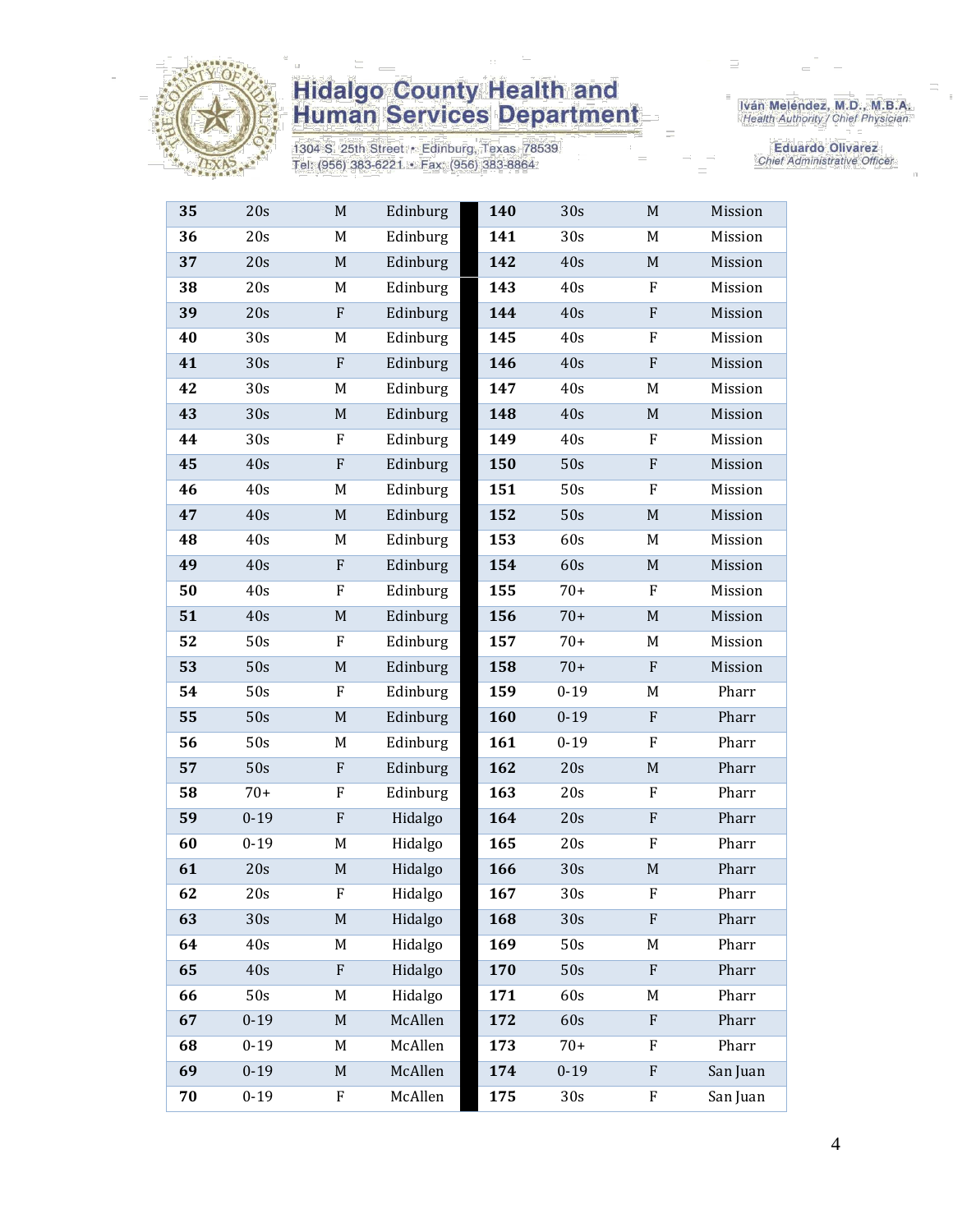| 35 | 20s | M | Edinburg | 140 | 30s | M | Mission |
|---|---|---|---|---|---|---|---|
| 36 | 20s | M | Edinburg | 141 | 30s | M | Mission |
| 37 | 20s | M | Edinburg | 142 | 40s | M | Mission |
| 38 | 20s | M | Edinburg | 143 | 40s | F | Mission |
| 39 | 20s | F | Edinburg | 144 | 40s | F | Mission |
| 40 | 30s | M | Edinburg | 145 | 40s | F | Mission |
| 41 | 30s | F | Edinburg | 146 | 40s | F | Mission |
| 42 | 30s | M | Edinburg | 147 | 40s | M | Mission |
| 43 | 30s | M | Edinburg | 148 | 40s | M | Mission |
| 44 | 30s | F | Edinburg | 149 | 40s | F | Mission |
| 45 | 40s | F | Edinburg | 150 | 50s | F | Mission |
| 46 | 40s | M | Edinburg | 151 | 50s | F | Mission |
| 47 | 40s | M | Edinburg | 152 | 50s | M | Mission |
| 48 | 40s | M | Edinburg | 153 | 60s | M | Mission |
| 49 | 40s | F | Edinburg | 154 | 60s | M | Mission |
| 50 | 40s | F | Edinburg | 155 | 70+ | F | Mission |
| 51 | 40s | M | Edinburg | 156 | 70+ | M | Mission |
| 52 | 50s | F | Edinburg | 157 | 70+ | M | Mission |
| 53 | 50s | M | Edinburg | 158 | 70+ | F | Mission |
| 54 | 50s | F | Edinburg | 159 | 0-19 | M | Pharr |
| 55 | 50s | M | Edinburg | 160 | 0-19 | F | Pharr |
| 56 | 50s | M | Edinburg | 161 | 0-19 | F | Pharr |
| 57 | 50s | F | Edinburg | 162 | 20s | M | Pharr |
| 58 | 70+ | F | Edinburg | 163 | 20s | F | Pharr |
| 59 | 0-19 | F | Hidalgo | 164 | 20s | F | Pharr |
| 60 | 0-19 | M | Hidalgo | 165 | 20s | F | Pharr |
| 61 | 20s | M | Hidalgo | 166 | 30s | M | Pharr |
| 62 | 20s | F | Hidalgo | 167 | 30s | F | Pharr |
| 63 | 30s | M | Hidalgo | 168 | 30s | F | Pharr |
| 64 | 40s | M | Hidalgo | 169 | 50s | M | Pharr |
| 65 | 40s | F | Hidalgo | 170 | 50s | F | Pharr |
| 66 | 50s | M | Hidalgo | 171 | 60s | M | Pharr |
| 67 | 0-19 | M | McAllen | 172 | 60s | F | Pharr |
| 68 | 0-19 | M | McAllen | 173 | 70+ | F | Pharr |
| 69 | 0-19 | M | McAllen | 174 | 0-19 | F | San Juan |
| 70 | 0-19 | F | McAllen | 175 | 30s | F | San Juan |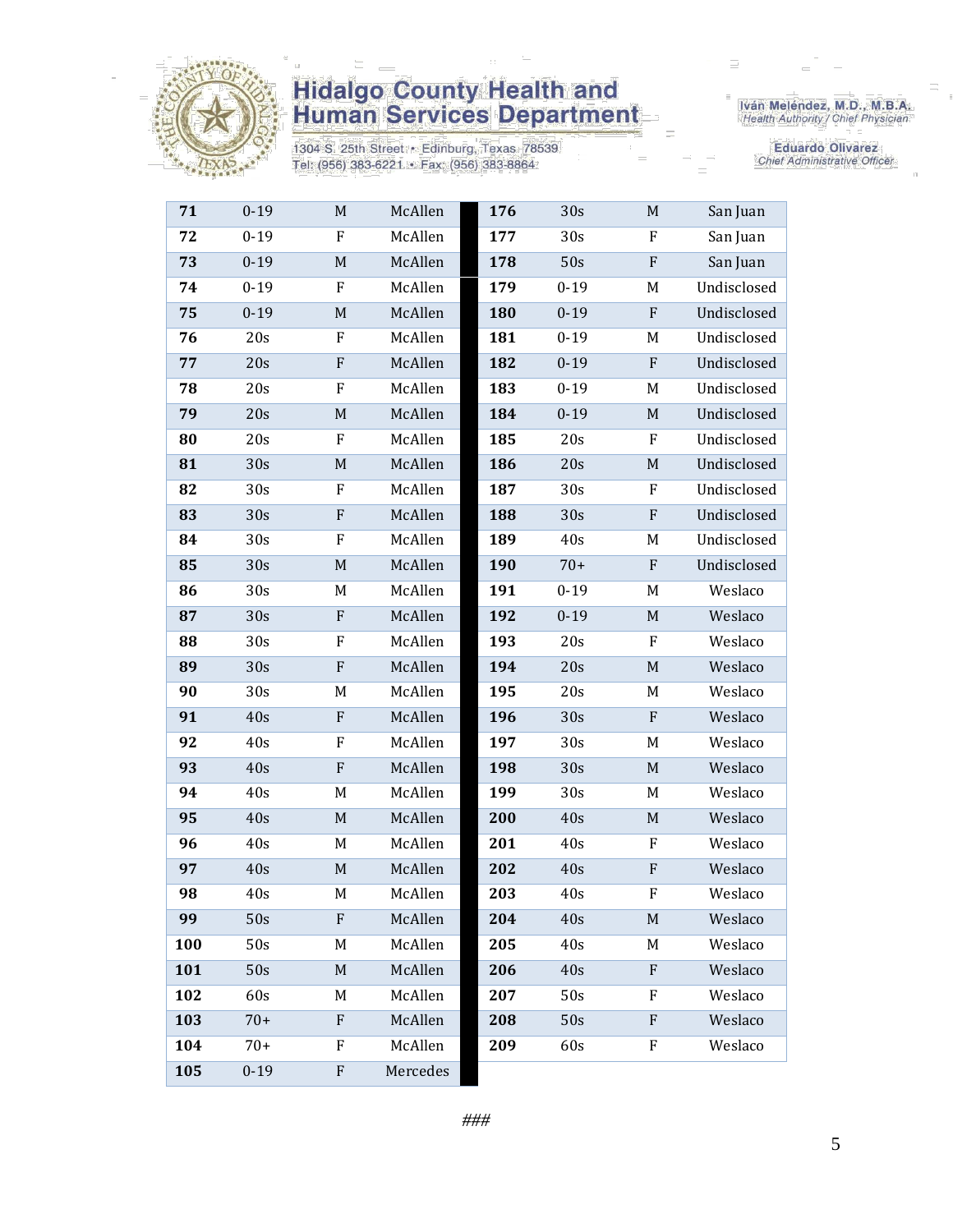| | | | |
|---|---|---|---|
| **71** | 0-19 | M | McAllen |
| **72** | 0-19 | F | McAllen |
| **73** | 0-19 | M | McAllen |
| **74** | 0-19 | F | McAllen |
| **75** | 0-19 | M | McAllen |
| **76** | 20s | F | McAllen |
| **77** | 20s | F | McAllen |
| **78** | 20s | F | McAllen |
| **79** | 20s | M | McAllen |
| **80** | 20s | F | McAllen |
| **81** | 30s | M | McAllen |
| **82** | 30s | F | McAllen |
| **83** | 30s | F | McAllen |
| **84** | 30s | F | McAllen |
| **85** | 30s | M | McAllen |
| **86** | 30s | M | McAllen |
| **87** | 30s | F | McAllen |
| **88** | 30s | F | McAllen |
| **89** | 30s | F | McAllen |
| **90** | 30s | M | McAllen |
| **91** | 40s | F | McAllen |
| **92** | 40s | F | McAllen |
| **93** | 40s | F | McAllen |
| **94** | 40s | M | McAllen |
| **95** | 40s | M | McAllen |
| **96** | 40s | M | McAllen |
| **97** | 40s | M | McAllen |
| **98** | 40s | M | McAllen |
| **99** | 50s | F | McAllen |
| **100** | 50s | M | McAllen |
| **101** | 50s | M | McAllen |
| **102** | 60s | M | McAllen |
| **103** | 70+ | F | McAllen |
| **104** | 70+ | F | McAllen |
| **105** | 0-19 | F | Mercedes |
| **176** | 30s | M | San Juan |
| **177** | 30s | F | San Juan |
| **178** | 50s | F | San Juan |
| **179** | 0-19 | M | Undisclosed |
| **180** | 0-19 | F | Undisclosed |
| **181** | 0-19 | M | Undisclosed |
| **182** | 0-19 | F | Undisclosed |
| **183** | 0-19 | M | Undisclosed |
| **184** | 0-19 | M | Undisclosed |
| **185** | 20s | F | Undisclosed |
| **186** | 20s | M | Undisclosed |
| **187** | 30s | F | Undisclosed |
| **188** | 30s | F | Undisclosed |
| **189** | 40s | M | Undisclosed |
| **190** | 70+ | F | Undisclosed |
| **191** | 0-19 | M | Weslaco |
| **192** | 0-19 | M | Weslaco |
| **193** | 20s | F | Weslaco |
| **194** | 20s | M | Weslaco |
| **195** | 20s | M | Weslaco |
| **196** | 30s | F | Weslaco |
| **197** | 30s | M | Weslaco |
| **198** | 30s | M | Weslaco |
| **199** | 30s | M | Weslaco |
| **200** | 40s | M | Weslaco |
| **201** | 40s | F | Weslaco |
| **202** | 40s | F | Weslaco |
| **203** | 40s | F | Weslaco |
| **204** | 40s | M | Weslaco |
| **205** | 40s | M | Weslaco |
| **206** | 40s | F | Weslaco |
| **207** | 50s | F | Weslaco |
| **208** | 50s | F | Weslaco |
| **209** | 60s | F | Weslaco |

###